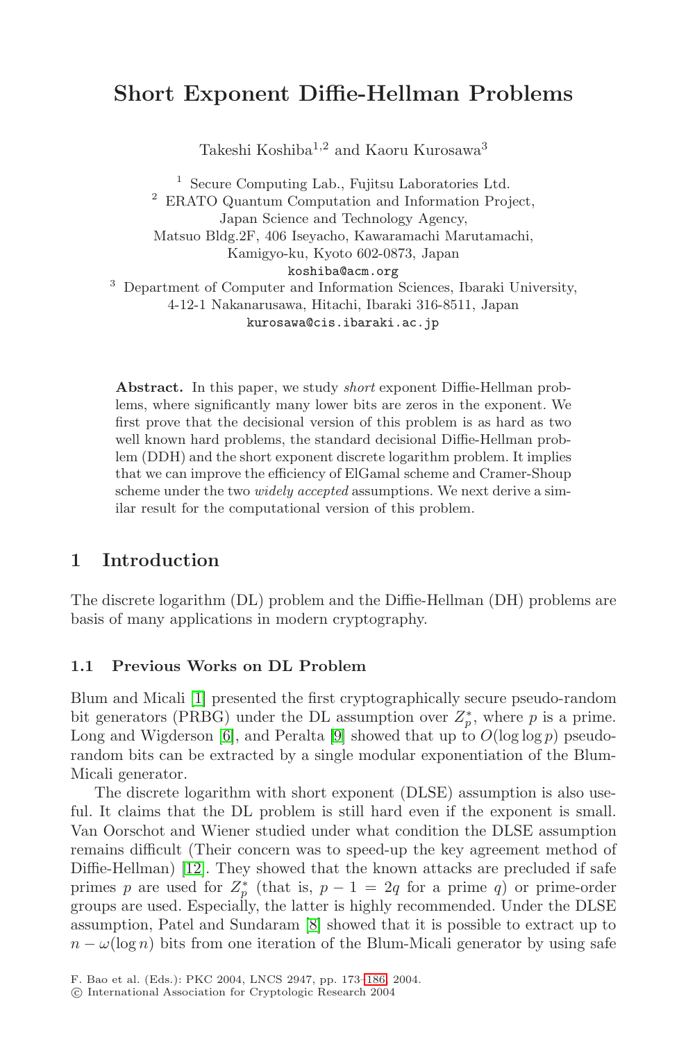# Short Exponent Diffie-Hellman Problems

Takeshi Koshiba[1,2] and Kaoru Kurosawa[3]

[1] Secure Computing Lab., Fujitsu Laboratories Ltd.
[2] ERATO Quantum Computation and Information Project, Japan Science and Technology Agency, Matsuo Bldg.2F, 406 Iseyacho, Kawaramachi Marutamachi, Kamigyo-ku, Kyoto 602-0873, Japan
koshiba@acm.org
[3] Department of Computer and Information Sciences, Ibaraki University, 4-12-1 Nakanarusawa, Hitachi, Ibaraki 316-8511, Japan
kurosawa@cis.ibaraki.ac.jp

**Abstract.** In this paper, we study *short* exponent Diffie-Hellman problems, where significantly many lower bits are zeros in the exponent. We first prove that the decisional version of this problem is as hard as two well known hard problems, the standard decisional Diffie-Hellman problem (DDH) and the short exponent discrete logarithm problem. It implies that we can improve the efficiency of ElGamal scheme and Cramer-Shoup scheme under the two *widely accepted* assumptions. We next derive a similar result for the computational version of this problem.

## 1 Introduction

The discrete logarithm (DL) problem and the Diffie-Hellman (DH) problems are basis of many applications in modern cryptography.

### 1.1 Previous Works on DL Problem

Blum and Micali [1] presented the first cryptographically secure pseudo-random bit generators (PRBG) under the DL assumption over $Z_p^*$, where $p$ is a prime. Long and Wigderson [6], and Peralta [9] showed that up to $O(\log \log p)$ pseudo-random bits can be extracted by a single modular exponentiation of the Blum-Micali generator.

The discrete logarithm with short exponent (DLSE) assumption is also useful. It claims that the DL problem is still hard even if the exponent is small. Van Oorschot and Wiener studied under what condition the DLSE assumption remains difficult (Their concern was to speed-up the key agreement method of Diffie-Hellman) [12]. They showed that the known attacks are precluded if safe primes $p$ are used for $Z_p^*$ (that is, $p-1=2q$ for a prime $q$) or prime-order groups are used. Especially, the latter is highly recommended. Under the DLSE assumption, Patel and Sundaram [8] showed that it is possible to extract up to $n-\omega(\log n)$ bits from one iteration of the Blum-Micali generator by using safe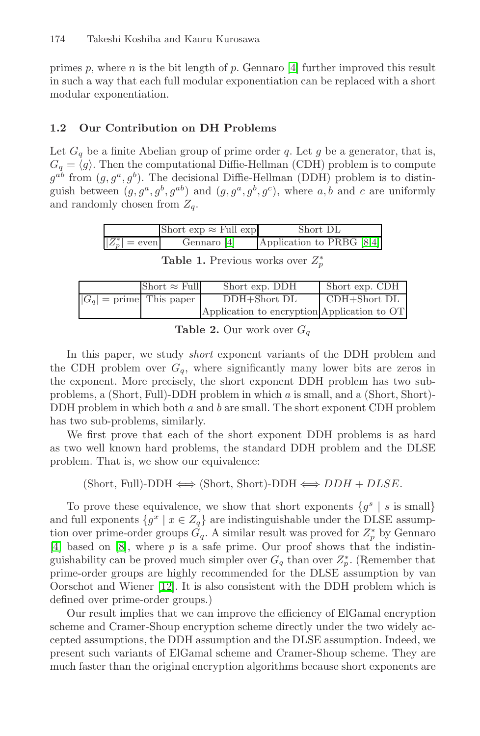primes $p$, where $n$ is the bit length of $p$. Gennaro [4] further improved this result in such a way that each full modular exponentiation can be replaced with a short modular exponentiation.

### 1.2 Our Contribution on DH Problems

Let $G_q$ be a finite Abelian group of prime order $q$. Let $g$ be a generator, that is, $G_q = \langle g \rangle$. Then the computational Diffie-Hellman (CDH) problem is to compute $g^{ab}$ from $(g, g^a, g^b)$. The decisional Diffie-Hellman (DDH) problem is to distinguish between $(g, g^a, g^b, g^{ab})$ and $(g, g^a, g^b, g^c)$, where $a, b$ and $c$ are uniformly and randomly chosen from $Z_q$.

| | Short exp $\approx$ Full exp | Short DL |
|---|---|---|
| $\lvert Z_p^* \rvert$ = even | Gennaro [4] | Application to PRBG [8,4] |

**Table 1.** Previous works over $Z_p^*$

| | Short $\approx$ Full | Short exp. DDH | Short exp. CDH |
|---|---|---|---|
| $\lvert G_q \rvert$ = prime | This paper | DDH+Short DL | CDH+Short DL |
| | | Application to encryption | Application to OT |

**Table 2.** Our work over $G_q$

In this paper, we study *short* exponent variants of the DDH problem and the CDH problem over $G_q$, where significantly many lower bits are zeros in the exponent. More precisely, the short exponent DDH problem has two sub-problems, a (Short, Full)-DDH problem in which $a$ is small, and a (Short, Short)-DDH problem in which both $a$ and $b$ are small. The short exponent CDH problem has two sub-problems, similarly.

We first prove that each of the short exponent DDH problems is as hard as two well known hard problems, the standard DDH problem and the DLSE problem. That is, we show our equivalence:

$$\text{(Short, Full)-DDH} \iff \text{(Short, Short)-DDH} \iff DDH + DLSE.$$

To prove these equivalence, we show that short exponents $\{g^s \mid s \text{ is small}\}$ and full exponents $\{g^x \mid x \in Z_q\}$ are indistinguishable under the DLSE assumption over prime-order groups $G_q$. A similar result was proved for $Z_p^*$ by Gennaro [4] based on [8], where $p$ is a safe prime. Our proof shows that the indistinguishability can be proved much simpler over $G_q$ than over $Z_p^*$. (Remember that prime-order groups are highly recommended for the DLSE assumption by van Oorschot and Wiener [12]. It is also consistent with the DDH problem which is defined over prime-order groups.)

Our result implies that we can improve the efficiency of ElGamal encryption scheme and Cramer-Shoup encryption scheme directly under the two widely accepted assumptions, the DDH assumption and the DLSE assumption. Indeed, we present such variants of ElGamal scheme and Cramer-Shoup scheme. They are much faster than the original encryption algorithms because short exponents are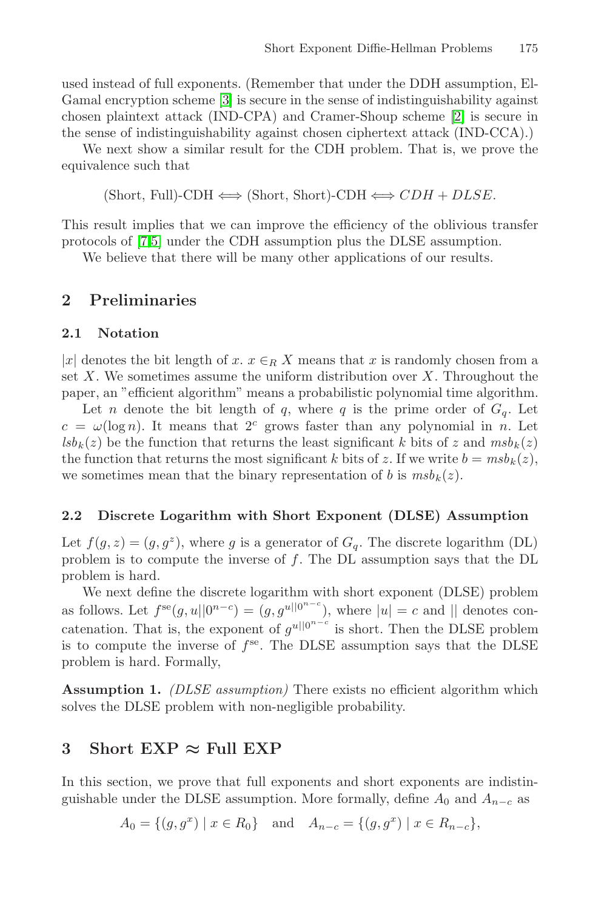used instead of full exponents. (Remember that under the DDH assumption, ElGamal encryption scheme [3] is secure in the sense of indistinguishability against chosen plaintext attack (IND-CPA) and Cramer-Shoup scheme [2] is secure in the sense of indistinguishability against chosen ciphertext attack (IND-CCA).)

We next show a similar result for the CDH problem. That is, we prove the equivalence such that

$$\text{(Short, Full)-CDH} \Longleftrightarrow \text{(Short, Short)-CDH} \Longleftrightarrow CDH + DLSE.$$

This result implies that we can improve the efficiency of the oblivious transfer protocols of [7,5] under the CDH assumption plus the DLSE assumption.

We believe that there will be many other applications of our results.

## 2 Preliminaries

### 2.1 Notation

$|x|$ denotes the bit length of $x$. $x \in_R X$ means that $x$ is randomly chosen from a set $X$. We sometimes assume the uniform distribution over $X$. Throughout the paper, an "efficient algorithm" means a probabilistic polynomial time algorithm.

Let $n$ denote the bit length of $q$, where $q$ is the prime order of $G_q$. Let $c = \omega(\log n)$. It means that $2^c$ grows faster than any polynomial in $n$. Let $lsb_k(z)$ be the function that returns the least significant $k$ bits of $z$ and $msb_k(z)$ the function that returns the most significant $k$ bits of $z$. If we write $b = msb_k(z)$, we sometimes mean that the binary representation of $b$ is $msb_k(z)$.

### 2.2 Discrete Logarithm with Short Exponent (DLSE) Assumption

Let $f(g, z) = (g, g^z)$, where $g$ is a generator of $G_q$. The discrete logarithm (DL) problem is to compute the inverse of $f$. The DL assumption says that the DL problem is hard.

We next define the discrete logarithm with short exponent (DLSE) problem as follows. Let $f^{\text{se}}(g, u||0^{n-c}) = (g, g^{u||0^{n-c}})$, where $|u| = c$ and $||$ denotes concatenation. That is, the exponent of $g^{u||0^{n-c}}$ is short. Then the DLSE problem is to compute the inverse of $f^{\text{se}}$. The DLSE assumption says that the DLSE problem is hard. Formally,

**Assumption 1.** *(DLSE assumption)* There exists no efficient algorithm which solves the DLSE problem with non-negligible probability.

## 3 Short EXP ≈ Full EXP

In this section, we prove that full exponents and short exponents are indistinguishable under the DLSE assumption. More formally, define $A_0$ and $A_{n-c}$ as

$$A_0 = \{(g, g^x) \mid x \in R_0\} \quad \text{and} \quad A_{n-c} = \{(g, g^x) \mid x \in R_{n-c}\},$$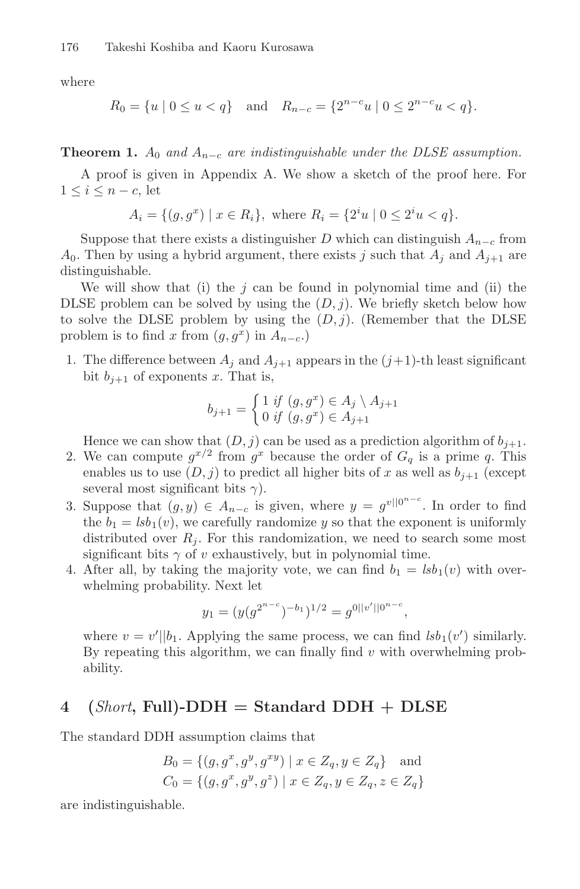where

$$R_0 = \{u \mid 0 \le u < q\} \quad \text{and} \quad R_{n-c} = \{2^{n-c}u \mid 0 \le 2^{n-c}u < q\}.$$

**Theorem 1.** *$A_0$ and $A_{n-c}$ are indistinguishable under the DLSE assumption.*

A proof is given in Appendix A. We show a sketch of the proof here. For $1 \le i \le n-c$, let

$$A_i = \{(g, g^x) \mid x \in R_i\}, \text{ where } R_i = \{2^i u \mid 0 \le 2^i u < q\}.$$

Suppose that there exists a distinguisher $D$ which can distinguish $A_{n-c}$ from $A_0$. Then by using a hybrid argument, there exists $j$ such that $A_j$ and $A_{j+1}$ are distinguishable.

We will show that (i) the $j$ can be found in polynomial time and (ii) the DLSE problem can be solved by using the $(D, j)$. We briefly sketch below how to solve the DLSE problem by using the $(D, j)$. (Remember that the DLSE problem is to find $x$ from $(g, g^x)$ in $A_{n-c}$.)

1. The difference between $A_j$ and $A_{j+1}$ appears in the $(j+1)$-th least significant bit $b_{j+1}$ of exponents $x$. That is,
$$b_{j+1} = \begin{cases} 1 \text{ } if \text{ } (g, g^x) \in A_j \setminus A_{j+1} \\ 0 \text{ } if \text{ } (g, g^x) \in A_{j+1} \end{cases}$$
Hence we can show that $(D, j)$ can be used as a prediction algorithm of $b_{j+1}$.
2. We can compute $g^{x/2}$ from $g^x$ because the order of $G_q$ is a prime $q$. This enables us to use $(D, j)$ to predict all higher bits of $x$ as well as $b_{j+1}$ (except several most significant bits $\gamma$).
3. Suppose that $(g, y) \in A_{n-c}$ is given, where $y = g^{v||0^{n-c}}$. In order to find the $b_1 = lsb_1(v)$, we carefully randomize $y$ so that the exponent is uniformly distributed over $R_j$. For this randomization, we need to search some most significant bits $\gamma$ of $v$ exhaustively, but in polynomial time.
4. After all, by taking the majority vote, we can find $b_1 = lsb_1(v)$ with overwhelming probability. Next let
$$y_1 = (y(g^{2^{n-c}})^{-b_1})^{1/2} = g^{0||v'||0^{n-c}},$$
where $v = v'||b_1$. Applying the same process, we can find $lsb_1(v')$ similarly. By repeating this algorithm, we can finally find $v$ with overwhelming probability.

## 4 (*Short*, Full)-DDH = Standard DDH + DLSE

The standard DDH assumption claims that

$$B_0 = \{(g, g^x, g^y, g^{xy}) \mid x \in Z_q, y \in Z_q\} \quad \text{and}$$
$$C_0 = \{(g, g^x, g^y, g^z) \mid x \in Z_q, y \in Z_q, z \in Z_q\}$$

are indistinguishable.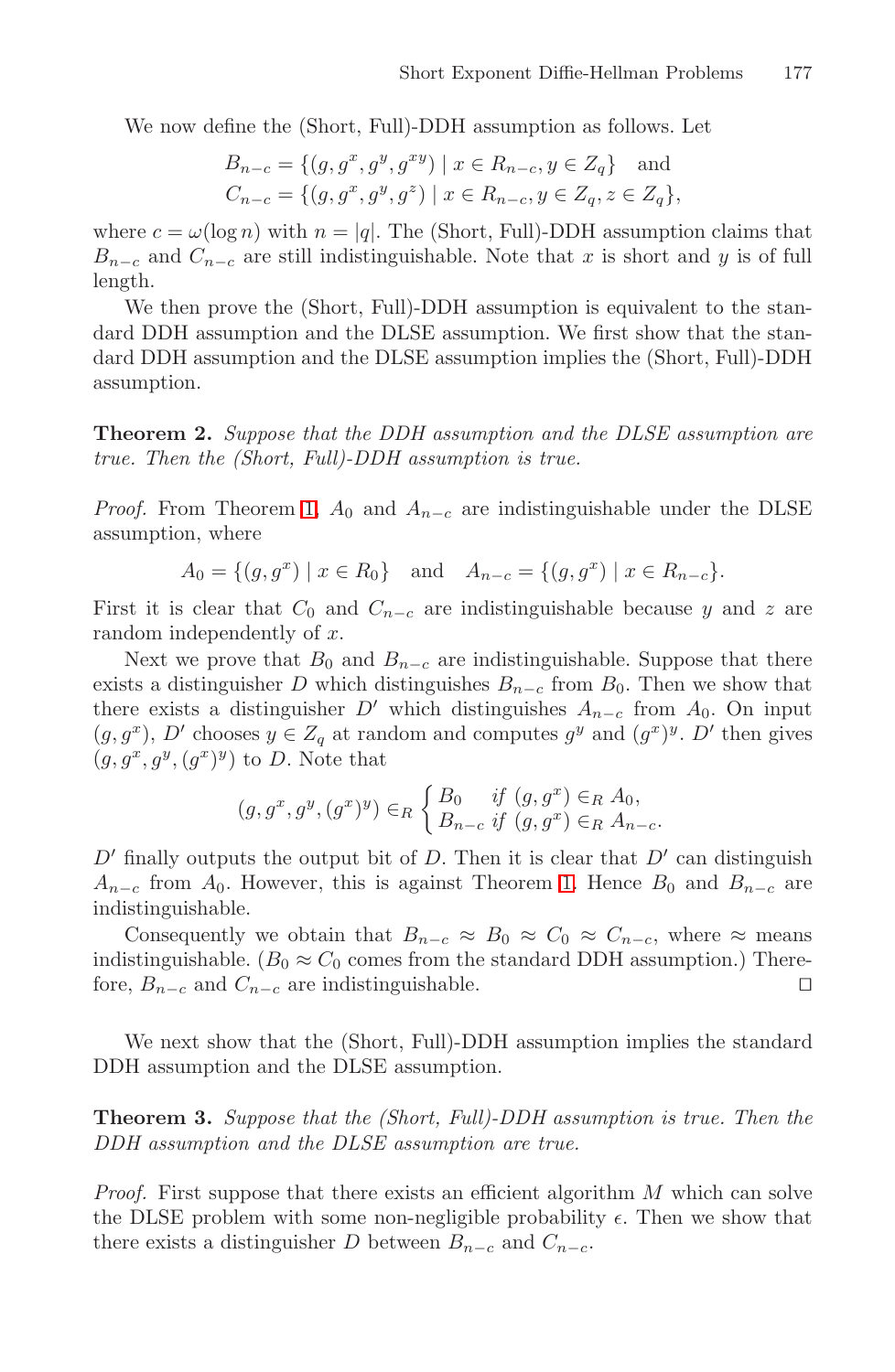We now define the (Short, Full)-DDH assumption as follows. Let

$$B_{n-c} = \{(g, g^x, g^y, g^{xy}) \mid x \in R_{n-c}, y \in Z_q\} \quad \text{and}$$
$$C_{n-c} = \{(g, g^x, g^y, g^z) \mid x \in R_{n-c}, y \in Z_q, z \in Z_q\},$$

where $c = \omega(\log n)$ with $n = |q|$. The (Short, Full)-DDH assumption claims that $B_{n-c}$ and $C_{n-c}$ are still indistinguishable. Note that $x$ is short and $y$ is of full length.

We then prove the (Short, Full)-DDH assumption is equivalent to the standard DDH assumption and the DLSE assumption. We first show that the standard DDH assumption and the DLSE assumption implies the (Short, Full)-DDH assumption.

**Theorem 2.** *Suppose that the DDH assumption and the DLSE assumption are true. Then the (Short, Full)-DDH assumption is true.*

*Proof.* From Theorem 1, $A_0$ and $A_{n-c}$ are indistinguishable under the DLSE assumption, where

$$A_0 = \{(g, g^x) \mid x \in R_0\} \quad \text{and} \quad A_{n-c} = \{(g, g^x) \mid x \in R_{n-c}\}.$$

First it is clear that $C_0$ and $C_{n-c}$ are indistinguishable because $y$ and $z$ are random independently of $x$.

Next we prove that $B_0$ and $B_{n-c}$ are indistinguishable. Suppose that there exists a distinguisher $D$ which distinguishes $B_{n-c}$ from $B_0$. Then we show that there exists a distinguisher $D'$ which distinguishes $A_{n-c}$ from $A_0$. On input $(g, g^x)$, $D'$ chooses $y \in Z_q$ at random and computes $g^y$ and $(g^x)^y$. $D'$ then gives $(g, g^x, g^y, (g^x)^y)$ to $D$. Note that

$$(g, g^x, g^y, (g^x)^y) \in_R \begin{cases} B_0 & \text{if } (g, g^x) \in_R A_0, \\ B_{n-c} & \text{if } (g, g^x) \in_R A_{n-c}. \end{cases}$$

$D'$ finally outputs the output bit of $D$. Then it is clear that $D'$ can distinguish $A_{n-c}$ from $A_0$. However, this is against Theorem 1. Hence $B_0$ and $B_{n-c}$ are indistinguishable.

Consequently we obtain that $B_{n-c} \approx B_0 \approx C_0 \approx C_{n-c}$, where $\approx$ means indistinguishable. ($B_0 \approx C_0$ comes from the standard DDH assumption.) Therefore, $B_{n-c}$ and $C_{n-c}$ are indistinguishable. □

We next show that the (Short, Full)-DDH assumption implies the standard DDH assumption and the DLSE assumption.

**Theorem 3.** *Suppose that the (Short, Full)-DDH assumption is true. Then the DDH assumption and the DLSE assumption are true.*

*Proof.* First suppose that there exists an efficient algorithm $M$ which can solve the DLSE problem with some non-negligible probability $\epsilon$. Then we show that there exists a distinguisher $D$ between $B_{n-c}$ and $C_{n-c}$.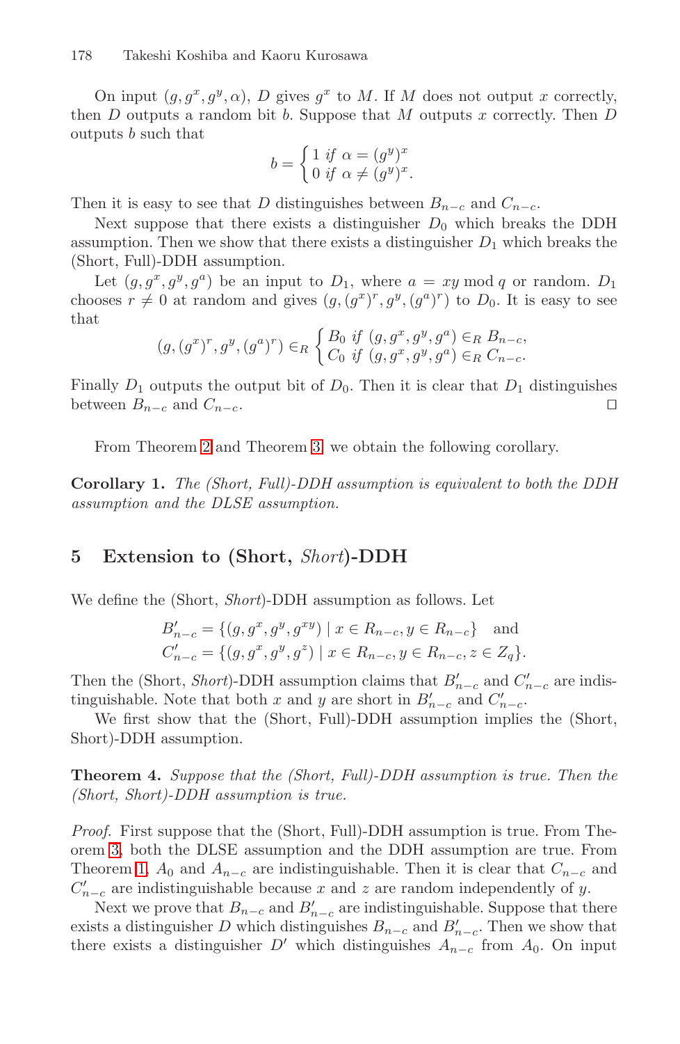On input $(g, g^x, g^y, \alpha)$, $D$ gives $g^x$ to $M$. If $M$ does not output $x$ correctly, then $D$ outputs a random bit $b$. Suppose that $M$ outputs $x$ correctly. Then $D$ outputs $b$ such that

$$b = \begin{cases} 1 \text{ if } \alpha = (g^y)^x \\ 0 \text{ if } \alpha \neq (g^y)^x. \end{cases}$$

Then it is easy to see that $D$ distinguishes between $B_{n-c}$ and $C_{n-c}$.

Next suppose that there exists a distinguisher $D_0$ which breaks the DDH assumption. Then we show that there exists a distinguisher $D_1$ which breaks the (Short, Full)-DDH assumption.

Let $(g, g^x, g^y, g^a)$ be an input to $D_1$, where $a = xy \bmod q$ or random. $D_1$ chooses $r \neq 0$ at random and gives $(g, (g^x)^r, g^y, (g^a)^r)$ to $D_0$. It is easy to see that

$$(g, (g^x)^r, g^y, (g^a)^r) \in_R \begin{cases} B_0 \text{ if } (g, g^x, g^y, g^a) \in_R B_{n-c}, \\ C_0 \text{ if } (g, g^x, g^y, g^a) \in_R C_{n-c}. \end{cases}$$

Finally $D_1$ outputs the output bit of $D_0$. Then it is clear that $D_1$ distinguishes between $B_{n-c}$ and $C_{n-c}$. □

From Theorem 2 and Theorem 3, we obtain the following corollary.

**Corollary 1.** *The (Short, Full)-DDH assumption is equivalent to both the DDH assumption and the DLSE assumption.*

## 5 Extension to (Short, *Short*)-DDH

We define the (Short, *Short*)-DDH assumption as follows. Let

$$B'_{n-c} = \{(g, g^x, g^y, g^{xy}) \mid x \in R_{n-c}, y \in R_{n-c}\} \quad \text{and}$$
$$C'_{n-c} = \{(g, g^x, g^y, g^z) \mid x \in R_{n-c}, y \in R_{n-c}, z \in Z_q\}.$$

Then the (Short, *Short*)-DDH assumption claims that $B'_{n-c}$ and $C'_{n-c}$ are indistinguishable. Note that both $x$ and $y$ are short in $B'_{n-c}$ and $C'_{n-c}$.

We first show that the (Short, Full)-DDH assumption implies the (Short, Short)-DDH assumption.

**Theorem 4.** *Suppose that the (Short, Full)-DDH assumption is true. Then the (Short, Short)-DDH assumption is true.*

*Proof.* First suppose that the (Short, Full)-DDH assumption is true. From Theorem 3, both the DLSE assumption and the DDH assumption are true. From Theorem 1, $A_0$ and $A_{n-c}$ are indistinguishable. Then it is clear that $C_{n-c}$ and $C'_{n-c}$ are indistinguishable because $x$ and $z$ are random independently of $y$.

Next we prove that $B_{n-c}$ and $B'_{n-c}$ are indistinguishable. Suppose that there exists a distinguisher $D$ which distinguishes $B_{n-c}$ and $B'_{n-c}$. Then we show that there exists a distinguisher $D'$ which distinguishes $A_{n-c}$ from $A_0$. On input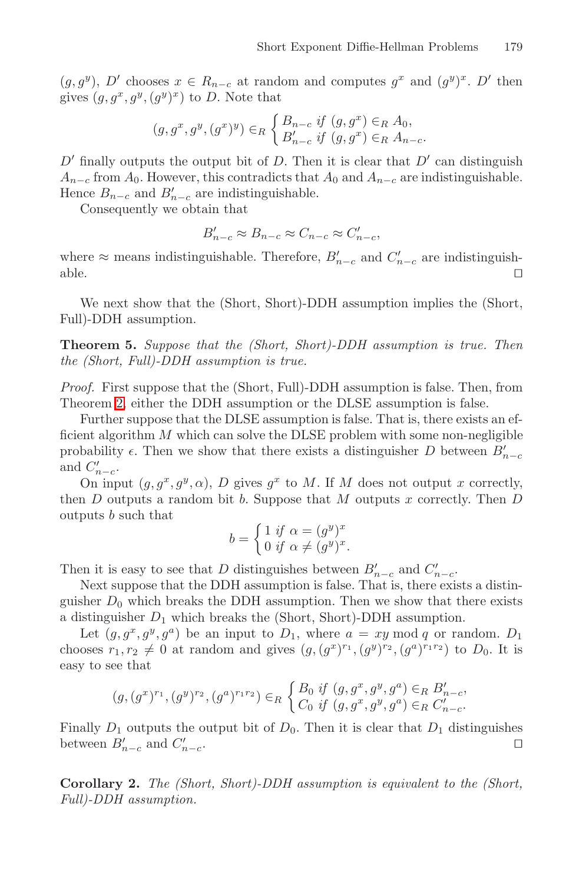$(g, g^y)$, $D'$ chooses $x \in R_{n-c}$ at random and computes $g^x$ and $(g^y)^x$. $D'$ then gives $(g, g^x, g^y, (g^y)^x)$ to $D$. Note that

$$(g, g^x, g^y, (g^x)^y) \in_R \begin{cases} B_{n-c} \text{ if } (g, g^x) \in_R A_0, \\ B'_{n-c} \text{ if } (g, g^x) \in_R A_{n-c}. \end{cases}$$

$D'$ finally outputs the output bit of $D$. Then it is clear that $D'$ can distinguish $A_{n-c}$ from $A_0$. However, this contradicts that $A_0$ and $A_{n-c}$ are indistinguishable. Hence $B_{n-c}$ and $B'_{n-c}$ are indistinguishable.

Consequently we obtain that

$$B'_{n-c} \approx B_{n-c} \approx C_{n-c} \approx C'_{n-c},$$

where $\approx$ means indistinguishable. Therefore, $B'_{n-c}$ and $C'_{n-c}$ are indistinguishable. □

We next show that the (Short, Short)-DDH assumption implies the (Short, Full)-DDH assumption.

**Theorem 5.** *Suppose that the (Short, Short)-DDH assumption is true. Then the (Short, Full)-DDH assumption is true.*

*Proof.* First suppose that the (Short, Full)-DDH assumption is false. Then, from Theorem 2, either the DDH assumption or the DLSE assumption is false.

Further suppose that the DLSE assumption is false. That is, there exists an efficient algorithm $M$ which can solve the DLSE problem with some non-negligible probability $\epsilon$. Then we show that there exists a distinguisher $D$ between $B'_{n-c}$ and $C'_{n-c}$.

On input $(g, g^x, g^y, \alpha)$, $D$ gives $g^x$ to $M$. If $M$ does not output $x$ correctly, then $D$ outputs a random bit $b$. Suppose that $M$ outputs $x$ correctly. Then $D$ outputs $b$ such that

$$b = \begin{cases} 1 \text{ if } \alpha = (g^y)^x \\ 0 \text{ if } \alpha \neq (g^y)^x. \end{cases}$$

Then it is easy to see that $D$ distinguishes between $B'_{n-c}$ and $C'_{n-c}$.

Next suppose that the DDH assumption is false. That is, there exists a distinguisher $D_0$ which breaks the DDH assumption. Then we show that there exists a distinguisher $D_1$ which breaks the (Short, Short)-DDH assumption.

Let $(g, g^x, g^y, g^a)$ be an input to $D_1$, where $a = xy \bmod q$ or random. $D_1$ chooses $r_1, r_2 \neq 0$ at random and gives $(g, (g^x)^{r_1}, (g^y)^{r_2}, (g^a)^{r_1 r_2})$ to $D_0$. It is easy to see that

$$(g, (g^x)^{r_1}, (g^y)^{r_2}, (g^a)^{r_1 r_2}) \in_R \begin{cases} B_0 \text{ if } (g, g^x, g^y, g^a) \in_R B'_{n-c}, \\ C_0 \text{ if } (g, g^x, g^y, g^a) \in_R C'_{n-c}. \end{cases}$$

Finally $D_1$ outputs the output bit of $D_0$. Then it is clear that $D_1$ distinguishes between $B'_{n-c}$ and $C'_{n-c}$. □

**Corollary 2.** *The (Short, Short)-DDH assumption is equivalent to the (Short, Full)-DDH assumption.*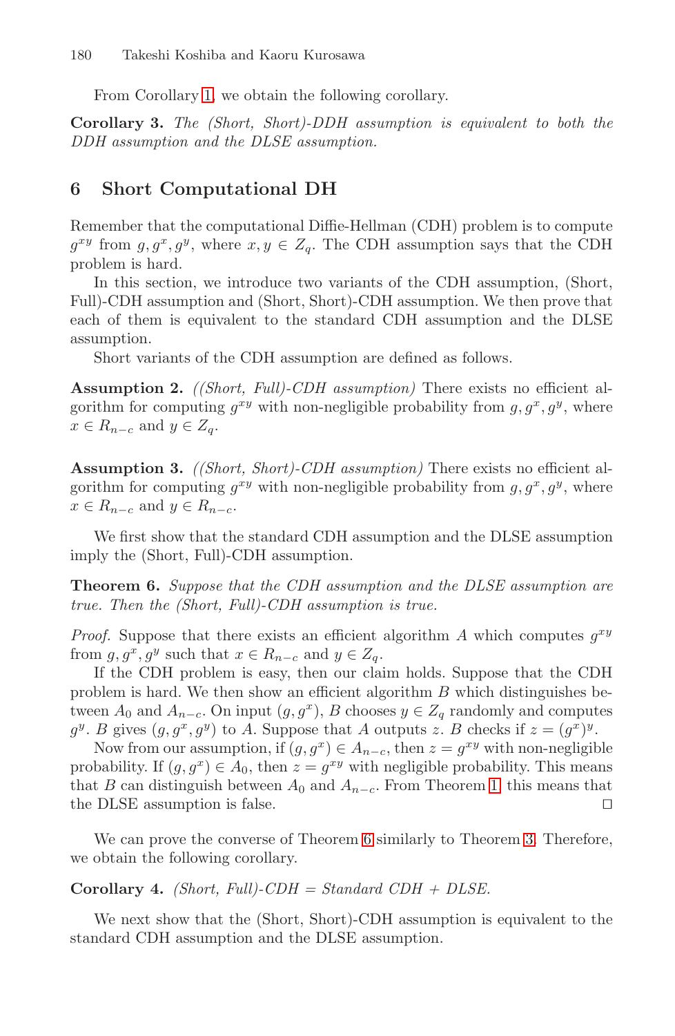From Corollary 1, we obtain the following corollary.

**Corollary 3.** *The (Short, Short)-DDH assumption is equivalent to both the DDH assumption and the DLSE assumption.*

## 6 Short Computational DH

Remember that the computational Diffie-Hellman (CDH) problem is to compute $g^{xy}$ from $g, g^x, g^y$, where $x, y \in Z_q$. The CDH assumption says that the CDH problem is hard.

In this section, we introduce two variants of the CDH assumption, (Short, Full)-CDH assumption and (Short, Short)-CDH assumption. We then prove that each of them is equivalent to the standard CDH assumption and the DLSE assumption.

Short variants of the CDH assumption are defined as follows.

**Assumption 2.** *((Short, Full)-CDH assumption)* There exists no efficient algorithm for computing $g^{xy}$ with non-negligible probability from $g, g^x, g^y$, where $x \in R_{n-c}$ and $y \in Z_q$.

**Assumption 3.** *((Short, Short)-CDH assumption)* There exists no efficient algorithm for computing $g^{xy}$ with non-negligible probability from $g, g^x, g^y$, where $x \in R_{n-c}$ and $y \in R_{n-c}$.

We first show that the standard CDH assumption and the DLSE assumption imply the (Short, Full)-CDH assumption.

**Theorem 6.** *Suppose that the CDH assumption and the DLSE assumption are true. Then the (Short, Full)-CDH assumption is true.*

*Proof.* Suppose that there exists an efficient algorithm $A$ which computes $g^{xy}$ from $g, g^x, g^y$ such that $x \in R_{n-c}$ and $y \in Z_q$.

If the CDH problem is easy, then our claim holds. Suppose that the CDH problem is hard. We then show an efficient algorithm $B$ which distinguishes between $A_0$ and $A_{n-c}$. On input $(g, g^x)$, $B$ chooses $y \in Z_q$ randomly and computes $g^y$. $B$ gives $(g, g^x, g^y)$ to $A$. Suppose that $A$ outputs $z$. $B$ checks if $z = (g^x)^y$.

Now from our assumption, if $(g, g^x) \in A_{n-c}$, then $z = g^{xy}$ with non-negligible probability. If $(g, g^x) \in A_0$, then $z = g^{xy}$ with negligible probability. This means that $B$ can distinguish between $A_0$ and $A_{n-c}$. From Theorem 1, this means that the DLSE assumption is false. □

We can prove the converse of Theorem 6 similarly to Theorem 3. Therefore, we obtain the following corollary.

**Corollary 4.** *(Short, Full)-CDH = Standard CDH + DLSE.*

We next show that the (Short, Short)-CDH assumption is equivalent to the standard CDH assumption and the DLSE assumption.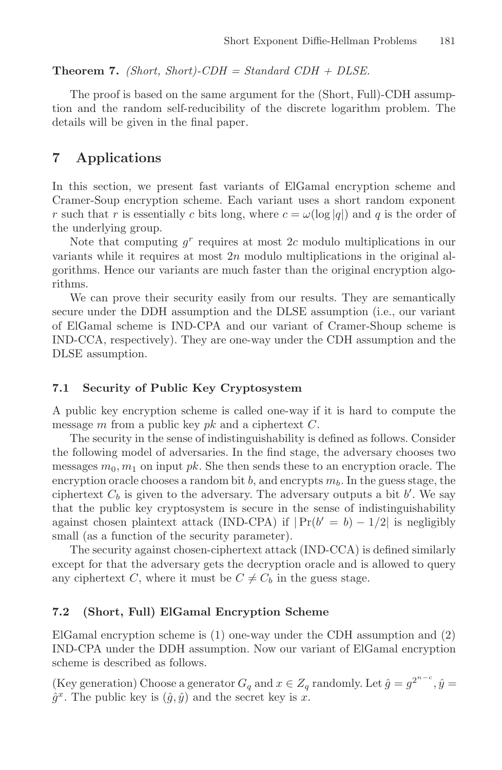**Theorem 7.** *(Short, Short)-CDH = Standard CDH + DLSE.*

The proof is based on the same argument for the (Short, Full)-CDH assumption and the random self-reducibility of the discrete logarithm problem. The details will be given in the final paper.

## 7 Applications

In this section, we present fast variants of ElGamal encryption scheme and Cramer-Soup encryption scheme. Each variant uses a short random exponent $r$ such that $r$ is essentially $c$ bits long, where $c = \omega(\log |q|)$ and $q$ is the order of the underlying group.

Note that computing $g^r$ requires at most $2c$ modulo multiplications in our variants while it requires at most $2n$ modulo multiplications in the original algorithms. Hence our variants are much faster than the original encryption algorithms.

We can prove their security easily from our results. They are semantically secure under the DDH assumption and the DLSE assumption (i.e., our variant of ElGamal scheme is IND-CPA and our variant of Cramer-Shoup scheme is IND-CCA, respectively). They are one-way under the CDH assumption and the DLSE assumption.

### 7.1 Security of Public Key Cryptosystem

A public key encryption scheme is called one-way if it is hard to compute the message $m$ from a public key $pk$ and a ciphertext $C$.

The security in the sense of indistinguishability is defined as follows. Consider the following model of adversaries. In the find stage, the adversary chooses two messages $m_0, m_1$ on input $pk$. She then sends these to an encryption oracle. The encryption oracle chooses a random bit $b$, and encrypts $m_b$. In the guess stage, the ciphertext $C_b$ is given to the adversary. The adversary outputs a bit $b'$. We say that the public key cryptosystem is secure in the sense of indistinguishability against chosen plaintext attack (IND-CPA) if $|\Pr(b' = b) - 1/2|$ is negligibly small (as a function of the security parameter).

The security against chosen-ciphertext attack (IND-CCA) is defined similarly except for that the adversary gets the decryption oracle and is allowed to query any ciphertext $C$, where it must be $C \neq C_b$ in the guess stage.

### 7.2 (Short, Full) ElGamal Encryption Scheme

ElGamal encryption scheme is (1) one-way under the CDH assumption and (2) IND-CPA under the DDH assumption. Now our variant of ElGamal encryption scheme is described as follows.

(Key generation) Choose a generator $G_q$ and $x \in Z_q$ randomly. Let $\hat{g} = g^{2^{n-c}}$, $\hat{y} = \hat{g}^x$. The public key is $(\hat{g}, \hat{y})$ and the secret key is $x$.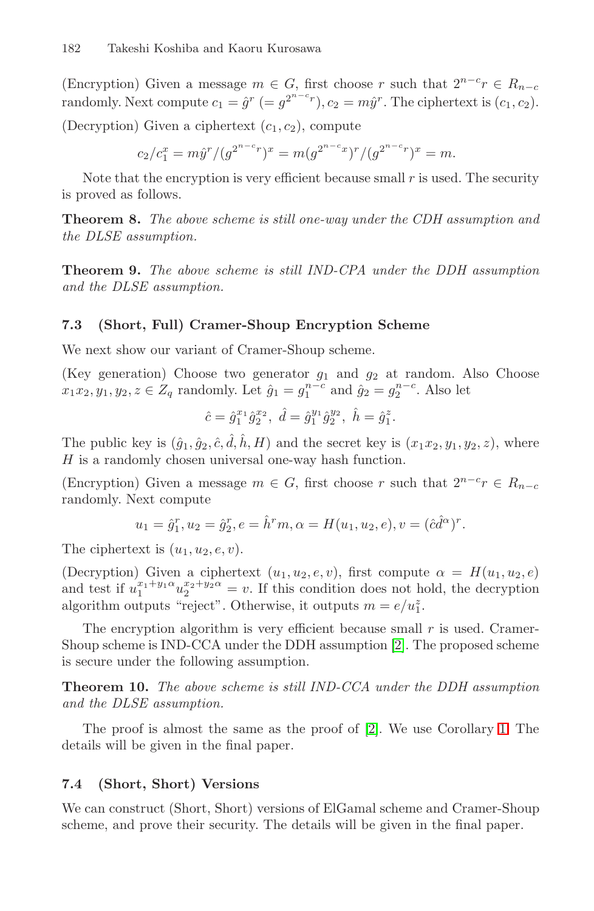(Encryption) Given a message $m \in G$, first choose $r$ such that $2^{n-c}r \in R_{n-c}$ randomly. Next compute $c_1 = \hat{g}^r \ (= g^{2^{n-c}r}), c_2 = m\hat{y}^r$. The ciphertext is $(c_1, c_2)$.

(Decryption) Given a ciphertext $(c_1, c_2)$, compute

$$c_2/c_1^x = m\hat{y}^r/(g^{2^{n-c}r})^x = m(g^{2^{n-c}x})^r/(g^{2^{n-c}r})^x = m.$$

Note that the encryption is very efficient because small $r$ is used. The security is proved as follows.

**Theorem 8.** *The above scheme is still one-way under the CDH assumption and the DLSE assumption.*

**Theorem 9.** *The above scheme is still IND-CPA under the DDH assumption and the DLSE assumption.*

### 7.3 (Short, Full) Cramer-Shoup Encryption Scheme

We next show our variant of Cramer-Shoup scheme.

(Key generation) Choose two generator $g_1$ and $g_2$ at random. Also Choose $x_1 x_2, y_1, y_2, z \in Z_q$ randomly. Let $\hat{g}_1 = g_1^{n-c}$ and $\hat{g}_2 = g_2^{n-c}$. Also let

$$\hat{c} = \hat{g}_1^{x_1}\hat{g}_2^{x_2}, \ \hat{d} = \hat{g}_1^{y_1}\hat{g}_2^{y_2}, \ \hat{h} = \hat{g}_1^{z}.$$

The public key is $(\hat{g}_1, \hat{g}_2, \hat{c}, \hat{d}, \hat{h}, H)$ and the secret key is $(x_1 x_2, y_1, y_2, z)$, where $H$ is a randomly chosen universal one-way hash function.

(Encryption) Given a message $m \in G$, first choose $r$ such that $2^{n-c}r \in R_{n-c}$ randomly. Next compute

$$u_1 = \hat{g}_1^r, u_2 = \hat{g}_2^r, e = \hat{h}^r m, \alpha = H(u_1, u_2, e), v = (\hat{c}\hat{d}^{\alpha})^r.$$

The ciphertext is $(u_1, u_2, e, v)$.

(Decryption) Given a ciphertext $(u_1, u_2, e, v)$, first compute $\alpha = H(u_1, u_2, e)$ and test if $u_1^{x_1+y_1\alpha}u_2^{x_2+y_2\alpha} = v$. If this condition does not hold, the decryption algorithm outputs "reject". Otherwise, it outputs $m = e/u_1^z$.

The encryption algorithm is very efficient because small $r$ is used. Cramer-Shoup scheme is IND-CCA under the DDH assumption [2]. The proposed scheme is secure under the following assumption.

**Theorem 10.** *The above scheme is still IND-CCA under the DDH assumption and the DLSE assumption.*

The proof is almost the same as the proof of [2]. We use Corollary 1. The details will be given in the final paper.

### 7.4 (Short, Short) Versions

We can construct (Short, Short) versions of ElGamal scheme and Cramer-Shoup scheme, and prove their security. The details will be given in the final paper.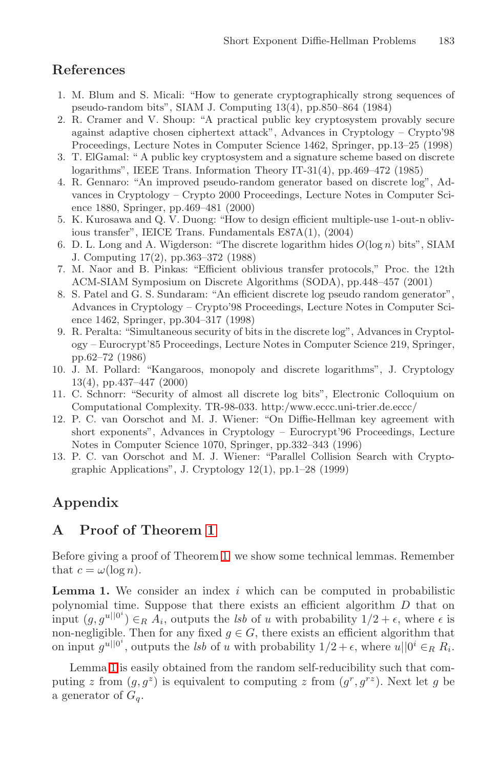## References

1. M. Blum and S. Micali: "How to generate cryptographically strong sequences of pseudo-random bits", SIAM J. Computing 13(4), pp.850–864 (1984)
2. R. Cramer and V. Shoup: "A practical public key cryptosystem provably secure against adaptive chosen ciphertext attack", Advances in Cryptology – Crypto'98 Proceedings, Lecture Notes in Computer Science 1462, Springer, pp.13–25 (1998)
3. T. ElGamal: " A public key cryptosystem and a signature scheme based on discrete logarithms", IEEE Trans. Information Theory IT-31(4), pp.469–472 (1985)
4. R. Gennaro: "An improved pseudo-random generator based on discrete log", Advances in Cryptology – Crypto 2000 Proceedings, Lecture Notes in Computer Science 1880, Springer, pp.469–481 (2000)
5. K. Kurosawa and Q. V. Duong: "How to design efficient multiple-use 1-out-n oblivious transfer", IEICE Trans. Fundamentals E87A(1), (2004)
6. D. L. Long and A. Wigderson: "The discrete logarithm hides $O(\log n)$ bits", SIAM J. Computing 17(2), pp.363–372 (1988)
7. M. Naor and B. Pinkas: "Efficient oblivious transfer protocols," Proc. the 12th ACM-SIAM Symposium on Discrete Algorithms (SODA), pp.448–457 (2001)
8. S. Patel and G. S. Sundaram: "An efficient discrete log pseudo random generator", Advances in Cryptology – Crypto'98 Proceedings, Lecture Notes in Computer Science 1462, Springer, pp.304–317 (1998)
9. R. Peralta: "Simultaneous security of bits in the discrete log", Advances in Cryptology – Eurocrypt'85 Proceedings, Lecture Notes in Computer Science 219, Springer, pp.62–72 (1986)
10. J. M. Pollard: "Kangaroos, monopoly and discrete logarithms", J. Cryptology 13(4), pp.437–447 (2000)
11. C. Schnorr: "Security of almost all discrete log bits", Electronic Colloquium on Computational Complexity. TR-98-033. http:/www.eccc.uni-trier.de.eccc/
12. P. C. van Oorschot and M. J. Wiener: "On Diffie-Hellman key agreement with short exponents", Advances in Cryptology – Eurocrypt'96 Proceedings, Lecture Notes in Computer Science 1070, Springer, pp.332–343 (1996)
13. P. C. van Oorschot and M. J. Wiener: "Parallel Collision Search with Cryptographic Applications", J. Cryptology 12(1), pp.1–28 (1999)

# Appendix

## A Proof of Theorem 1

Before giving a proof of Theorem 1, we show some technical lemmas. Remember that $c = \omega(\log n)$.

**Lemma 1.** We consider an index $i$ which can be computed in probabilistic polynomial time. Suppose that there exists an efficient algorithm $D$ that on input $(g, g^{u||0^i}) \in_R A_i$, outputs the *lsb* of $u$ with probability $1/2 + \epsilon$, where $\epsilon$ is non-negligible. Then for any fixed $g \in G$, there exists an efficient algorithm that on input $g^{u||0^i}$, outputs the *lsb* of $u$ with probability $1/2 + \epsilon$, where $u||0^i \in_R R_i$.

Lemma 1 is easily obtained from the random self-reducibility such that computing $z$ from $(g, g^z)$ is equivalent to computing $z$ from $(g^r, g^{rz})$. Next let $g$ be a generator of $G_q$.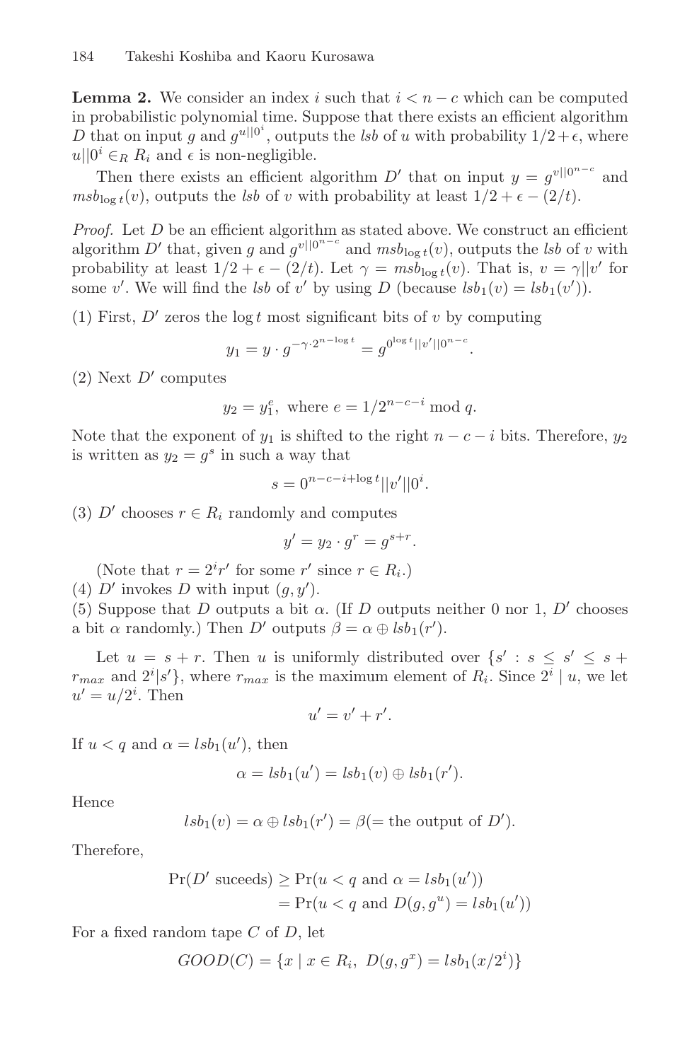**Lemma 2.** We consider an index $i$ such that $i < n - c$ which can be computed in probabilistic polynomial time. Suppose that there exists an efficient algorithm $D$ that on input $g$ and $g^{u||0^i}$, outputs the *lsb* of $u$ with probability $1/2 + \epsilon$, where $u||0^i \in_R R_i$ and $\epsilon$ is non-negligible.

Then there exists an efficient algorithm $D'$ that on input $y = g^{v||0^{n-c}}$ and $msb_{\log t}(v)$, outputs the *lsb* of $v$ with probability at least $1/2 + \epsilon - (2/t)$.

*Proof.* Let $D$ be an efficient algorithm as stated above. We construct an efficient algorithm $D'$ that, given $g$ and $g^{v||0^{n-c}}$ and $msb_{\log t}(v)$, outputs the *lsb* of $v$ with probability at least $1/2 + \epsilon - (2/t)$. Let $\gamma = msb_{\log t}(v)$. That is, $v = \gamma||v'$ for some $v'$. We will find the *lsb* of $v'$ by using $D$ (because $lsb_1(v) = lsb_1(v')$).

(1) First, $D'$ zeros the $\log t$ most significant bits of $v$ by computing

$$y_1 = y \cdot g^{-\gamma \cdot 2^{n - \log t}} = g^{0^{\log t}||v'||0^{n-c}}.$$

(2) Next $D'$ computes

$$y_2 = y_1^e, \text{ where } e = 1/2^{n-c-i} \bmod q.$$

Note that the exponent of $y_1$ is shifted to the right $n - c - i$ bits. Therefore, $y_2$ is written as $y_2 = g^s$ in such a way that

$$s = 0^{n-c-i+\log t}||v'||0^i.$$

(3) $D'$ chooses $r \in R_i$ randomly and computes

$$y' = y_2 \cdot g^r = g^{s+r}.$$

(Note that $r = 2^i r'$ for some $r'$ since $r \in R_i$.)

(4) $D'$ invokes $D$ with input $(g, y')$.

(5) Suppose that $D$ outputs a bit $\alpha$. (If $D$ outputs neither 0 nor 1, $D'$ chooses a bit $\alpha$ randomly.) Then $D'$ outputs $\beta = \alpha \oplus lsb_1(r')$.

Let $u = s + r$. Then $u$ is uniformly distributed over $\{s' : s \leq s' \leq s + r_{max}$ and $2^i|s'\}$, where $r_{max}$ is the maximum element of $R_i$. Since $2^i \mid u$, we let $u' = u/2^i$. Then

$$u' = v' + r'.$$

If $u < q$ and $\alpha = lsb_1(u')$, then

$$\alpha = lsb_1(u') = lsb_1(v) \oplus lsb_1(r').$$

Hence

$$lsb_1(v) = \alpha \oplus lsb_1(r') = \beta (= \text{the output of } D').$$

Therefore,

$$\begin{aligned}\Pr(D' \text{ suceeds}) &\geq \Pr(u < q \text{ and } \alpha = lsb_1(u')) \\ &= \Pr(u < q \text{ and } D(g, g^u) = lsb_1(u'))\end{aligned}$$

For a fixed random tape $C$ of $D$, let

$$GOOD(C) = \{x \mid x \in R_i,\ D(g, g^x) = lsb_1(x/2^i)\}$$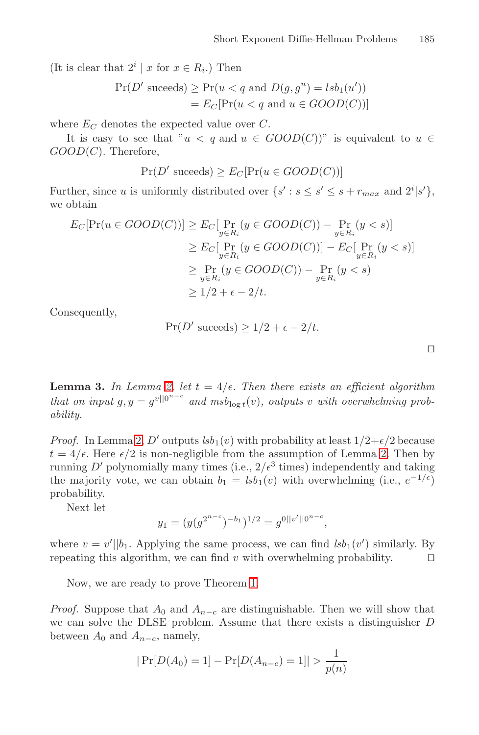(It is clear that $2^i \mid x$ for $x \in R_i$.) Then

$$\begin{aligned}\Pr(D' \text{ suceeds}) &\geq \Pr(u < q \text{ and } D(g, g^u) = lsb_1(u')) \\ &= E_C[\Pr(u < q \text{ and } u \in GOOD(C))]\end{aligned}$$

where $E_C$ denotes the expected value over $C$.

It is easy to see that "$u < q$ and $u \in GOOD(C)$)" is equivalent to $u \in GOOD(C)$. Therefore,

$$\Pr(D' \text{ suceeds}) \geq E_C[\Pr(u \in GOOD(C))]$$

Further, since $u$ is uniformly distributed over $\{s' : s \leq s' \leq s + r_{max} \text{ and } 2^i | s'\}$, we obtain

$$\begin{aligned}E_C[\Pr(u \in GOOD(C))] &\geq E_C[\Pr_{y \in R_i}(y \in GOOD(C)) - \Pr_{y \in R_i}(y < s)] \\ &\geq E_C[\Pr_{y \in R_i}(y \in GOOD(C))] - E_C[\Pr_{y \in R_i}(y < s)] \\ &\geq \Pr_{y \in R_i}(y \in GOOD(C)) - \Pr_{y \in R_i}(y < s) \\ &\geq 1/2 + \epsilon - 2/t.\end{aligned}$$

Consequently,

$$\Pr(D' \text{ suceeds}) \geq 1/2 + \epsilon - 2/t.$$

□

**Lemma 3.** *In Lemma 2, let $t = 4/\epsilon$. Then there exists an efficient algorithm that on input $g, y = g^{v||0^{n-c}}$ and $msb_{\log t}(v)$, outputs $v$ with overwhelming probability.*

*Proof.* In Lemma 2, $D'$ outputs $lsb_1(v)$ with probability at least $1/2+\epsilon/2$ because $t = 4/\epsilon$. Here $\epsilon/2$ is non-negligible from the assumption of Lemma 2. Then by running $D'$ polynomially many times (i.e., $2/\epsilon^3$ times) independently and taking the majority vote, we can obtain $b_1 = lsb_1(v)$ with overwhelming (i.e., $e^{-1/\epsilon}$) probability.

Next let

$$y_1 = (y(g^{2^{n-c}})^{-b_1})^{1/2} = g^{0||v'||0^{n-c}},$$

where $v = v'||b_1$. Applying the same process, we can find $lsb_1(v')$ similarly. By repeating this algorithm, we can find $v$ with overwhelming probability. □

Now, we are ready to prove Theorem 1.

*Proof.* Suppose that $A_0$ and $A_{n-c}$ are distinguishable. Then we will show that we can solve the DLSE problem. Assume that there exists a distinguisher $D$ between $A_0$ and $A_{n-c}$, namely,

$$|\Pr[D(A_0) = 1] - \Pr[D(A_{n-c}) = 1]| > \frac{1}{p(n)}$$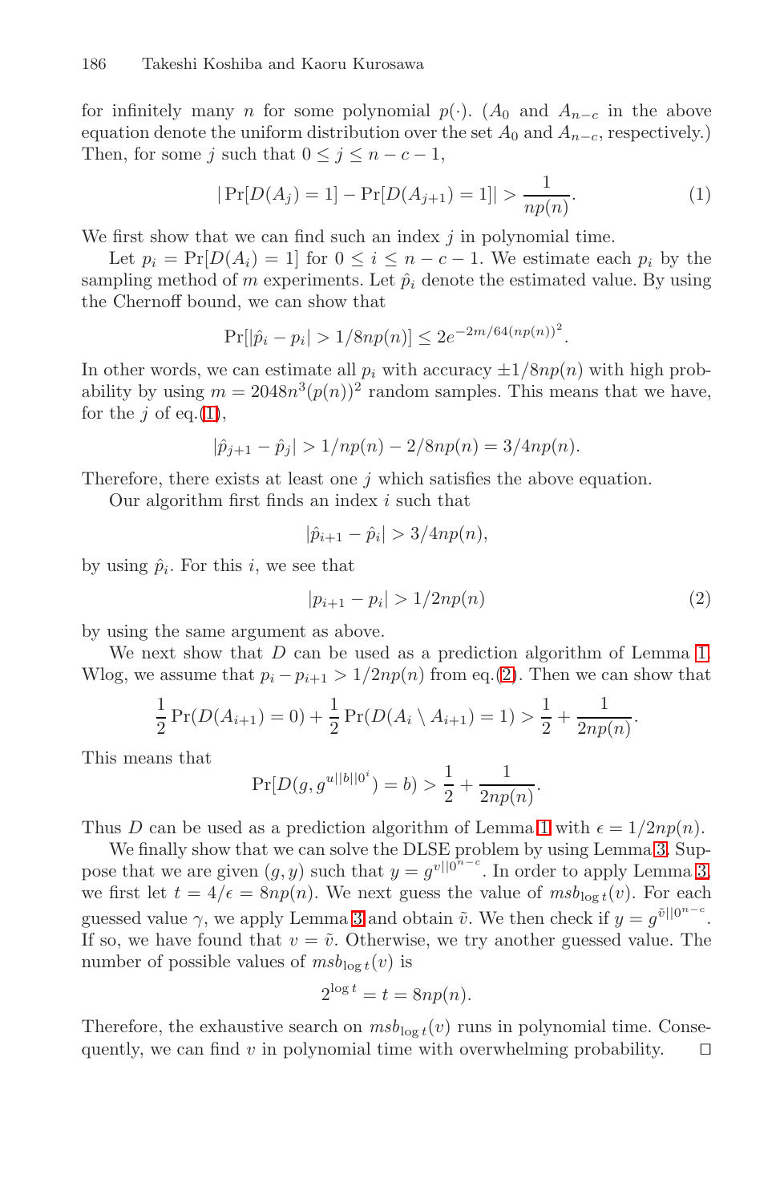for infinitely many $n$ for some polynomial $p(\cdot)$. ($A_0$ and $A_{n-c}$ in the above equation denote the uniform distribution over the set $A_0$ and $A_{n-c}$, respectively.) Then, for some $j$ such that $0 \le j \le n-c-1$,

$$|\Pr[D(A_j)=1] - \Pr[D(A_{j+1})=1]| > \frac{1}{np(n)}. \tag{1}$$

We first show that we can find such an index $j$ in polynomial time.

Let $p_i = \Pr[D(A_i)=1]$ for $0 \le i \le n-c-1$. We estimate each $p_i$ by the sampling method of $m$ experiments. Let $\hat{p}_i$ denote the estimated value. By using the Chernoff bound, we can show that

$$\Pr[|\hat{p}_i - p_i| > 1/8np(n)] \le 2e^{-2m/64(np(n))^2}.$$

In other words, we can estimate all $p_i$ with accuracy $\pm 1/8np(n)$ with high probability by using $m = 2048n^3(p(n))^2$ random samples. This means that we have, for the $j$ of eq.(1),

$$|\hat{p}_{j+1} - \hat{p}_j| > 1/np(n) - 2/8np(n) = 3/4np(n).$$

Therefore, there exists at least one $j$ which satisfies the above equation.

Our algorithm first finds an index $i$ such that

$$|\hat{p}_{i+1} - \hat{p}_i| > 3/4np(n),$$

by using $\hat{p}_i$. For this $i$, we see that

$$|p_{i+1} - p_i| > 1/2np(n) \tag{2}$$

by using the same argument as above.

We next show that $D$ can be used as a prediction algorithm of Lemma 1. Wlog, we assume that $p_i - p_{i+1} > 1/2np(n)$ from eq.(2). Then we can show that

$$\frac{1}{2}\Pr(D(A_{i+1})=0) + \frac{1}{2}\Pr(D(A_i \setminus A_{i+1})=1) > \frac{1}{2} + \frac{1}{2np(n)}.$$

This means that

$$\Pr[D(g, g^{u||b||0^i}) = b) > \frac{1}{2} + \frac{1}{2np(n)}.$$

Thus $D$ can be used as a prediction algorithm of Lemma 1 with $\epsilon = 1/2np(n)$.

We finally show that we can solve the DLSE problem by using Lemma 3. Suppose that we are given $(g, y)$ such that $y = g^{v||0^{n-c}}$. In order to apply Lemma 3, we first let $t = 4/\epsilon = 8np(n)$. We next guess the value of $msb_{\log t}(v)$. For each guessed value $\gamma$, we apply Lemma 3 and obtain $\tilde{v}$. We then check if $y = g^{\tilde{v}||0^{n-c}}$. If so, we have found that $v = \tilde{v}$. Otherwise, we try another guessed value. The number of possible values of $msb_{\log t}(v)$ is

$$2^{\log t} = t = 8np(n).$$

Therefore, the exhaustive search on $msb_{\log t}(v)$ runs in polynomial time. Consequently, we can find $v$ in polynomial time with overwhelming probability. $\square$